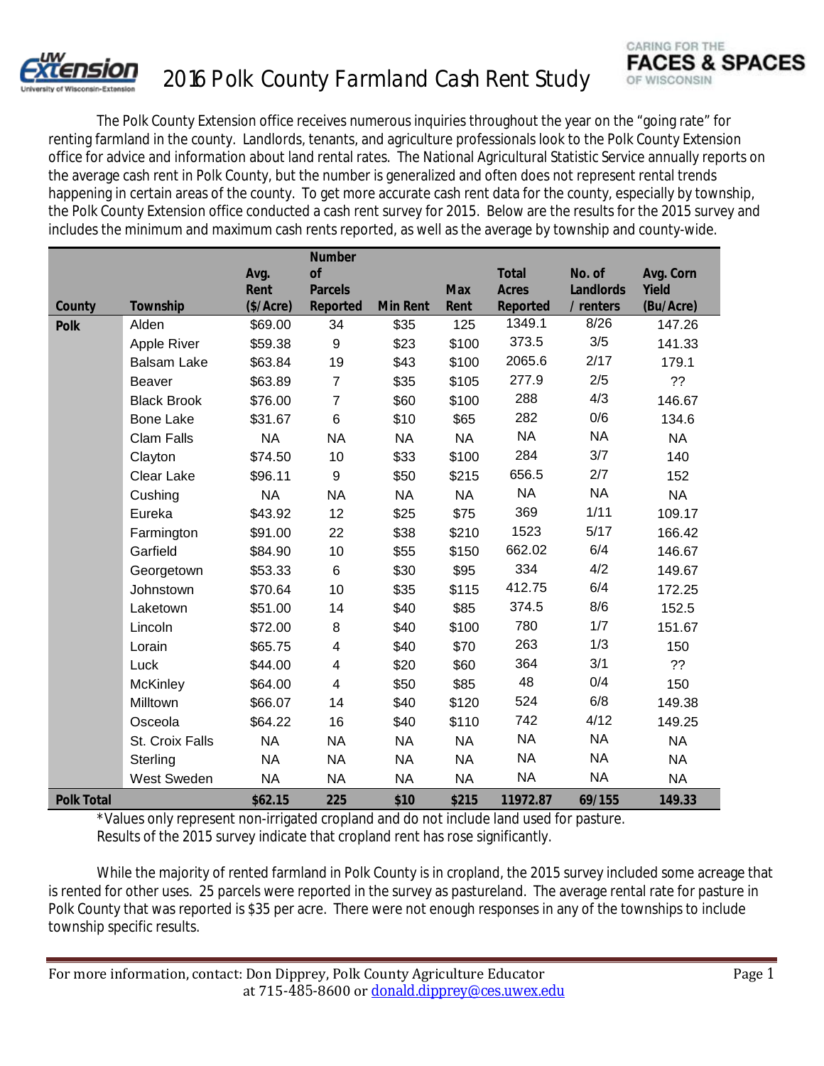# 2016 Polk County Farmland Cash Rent Study

The Polk County Extension office receives numerous inquiries throughout the year on the "going rate" for renting farmland in the county. Landlords, tenants, and agriculture professionals look to the Polk County Extension office for advice and information about land rental rates. The National Agricultural Statistic Service annually reports on the average cash rent in Polk County, but the number is generalized and often does not represent rental trends happening in certain areas of the county. To get more accurate cash rent data for the county, especially by township, the Polk County Extension office conducted a cash rent survey for 2015. Below are the results for the 2015 survey and includes the minimum and maximum cash rents reported, as well as the average by township and county-wide.

| County | Township | Avg. Rent ($/Acre) | Number of Parcels Reported | Min Rent | Max Rent | Total Acres Reported | No. of Landlords / renters | Avg. Corn Yield (Bu/Acre) |
|---|---|---|---|---|---|---|---|---|
| Polk | Alden | $69.00 | 34 | $35 | 125 | 1349.1 | 8/26 | 147.26 |
| | Apple River | $59.38 | 9 | $23 | $100 | 373.5 | 3/5 | 141.33 |
| | Balsam Lake | $63.84 | 19 | $43 | $100 | 2065.6 | 2/17 | 179.1 |
| | Beaver | $63.89 | 7 | $35 | $105 | 277.9 | 2/5 | ?? |
| | Black Brook | $76.00 | 7 | $60 | $100 | 288 | 4/3 | 146.67 |
| | Bone Lake | $31.67 | 6 | $10 | $65 | 282 | 0/6 | 134.6 |
| | Clam Falls | NA | NA | NA | NA | NA | NA | NA |
| | Clayton | $74.50 | 10 | $33 | $100 | 284 | 3/7 | 140 |
| | Clear Lake | $96.11 | 9 | $50 | $215 | 656.5 | 2/7 | 152 |
| | Cushing | NA | NA | NA | NA | NA | NA | NA |
| | Eureka | $43.92 | 12 | $25 | $75 | 369 | 1/11 | 109.17 |
| | Farmington | $91.00 | 22 | $38 | $210 | 1523 | 5/17 | 166.42 |
| | Garfield | $84.90 | 10 | $55 | $150 | 662.02 | 6/4 | 146.67 |
| | Georgetown | $53.33 | 6 | $30 | $95 | 334 | 4/2 | 149.67 |
| | Johnstown | $70.64 | 10 | $35 | $115 | 412.75 | 6/4 | 172.25 |
| | Laketown | $51.00 | 14 | $40 | $85 | 374.5 | 8/6 | 152.5 |
| | Lincoln | $72.00 | 8 | $40 | $100 | 780 | 1/7 | 151.67 |
| | Lorain | $65.75 | 4 | $40 | $70 | 263 | 1/3 | 150 |
| | Luck | $44.00 | 4 | $20 | $60 | 364 | 3/1 | ?? |
| | McKinley | $64.00 | 4 | $50 | $85 | 48 | 0/4 | 150 |
| | Milltown | $66.07 | 14 | $40 | $120 | 524 | 6/8 | 149.38 |
| | Osceola | $64.22 | 16 | $40 | $110 | 742 | 4/12 | 149.25 |
| | St. Croix Falls | NA | NA | NA | NA | NA | NA | NA |
| | Sterling | NA | NA | NA | NA | NA | NA | NA |
| | West Sweden | NA | NA | NA | NA | NA | NA | NA |
| **Polk Total** | | **$62.15** | **225** | **$10** | **$215** | **11972.87** | **69/155** | **149.33** |

*Values only represent non-irrigated cropland and do not include land used for pasture.
Results of the 2015 survey indicate that cropland rent has rose significantly.

While the majority of rented farmland in Polk County is in cropland, the 2015 survey included some acreage that is rented for other uses. 25 parcels were reported in the survey as pastureland. The average rental rate for pasture in Polk County that was reported is $35 per acre. There were not enough responses in any of the townships to include township specific results.

For more information, contact: Don Dipprey, Polk County Agriculture Educator at 715-485-8600 or donald.dipprey@ces.uwex.edu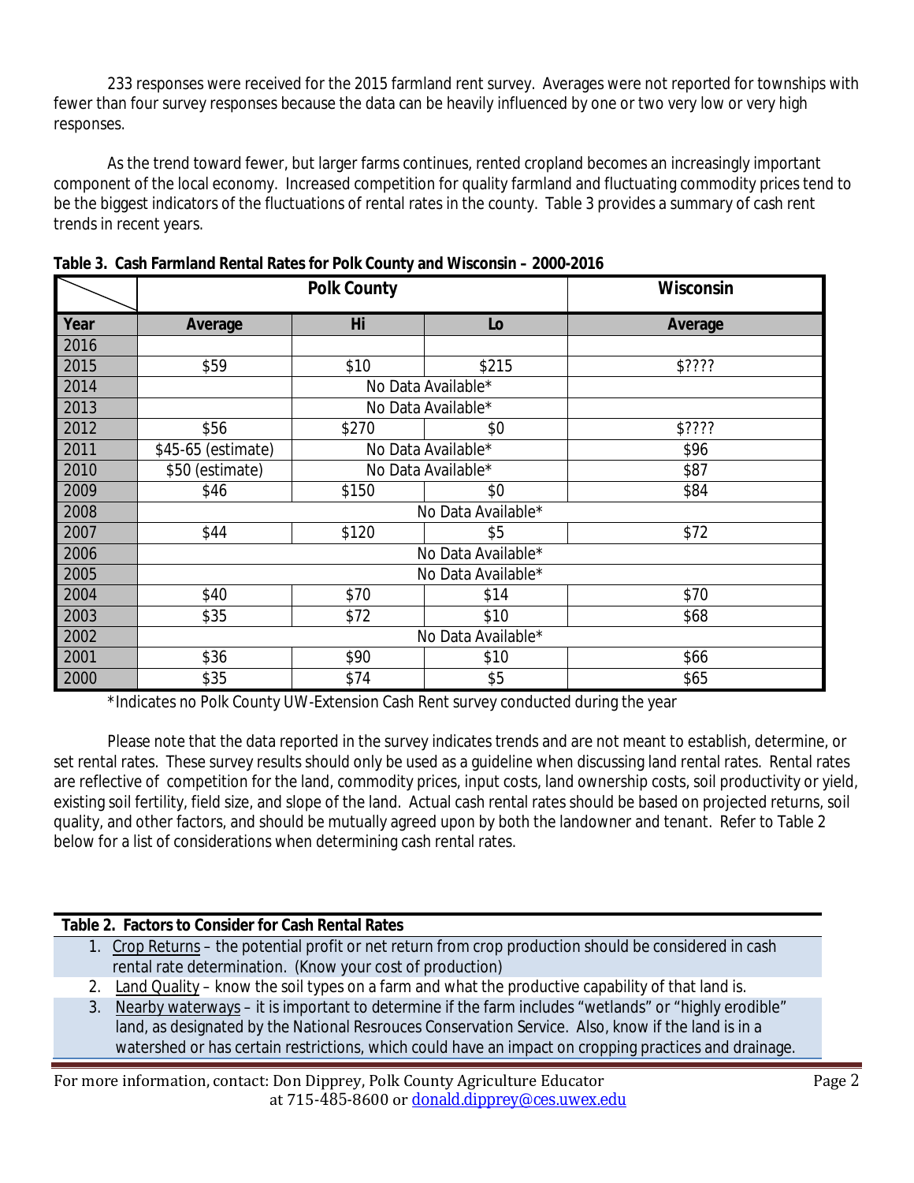233 responses were received for the 2015 farmland rent survey. Averages were not reported for townships with fewer than four survey responses because the data can be heavily influenced by one or two very low or very high responses.

As the trend toward fewer, but larger farms continues, rented cropland becomes an increasingly important component of the local economy. Increased competition for quality farmland and fluctuating commodity prices tend to be the biggest indicators of the fluctuations of rental rates in the county. Table 3 provides a summary of cash rent trends in recent years.

**Table 3. Cash Farmland Rental Rates for Polk County and Wisconsin – 2000-2016**

| | Polk County | | | Wisconsin |
|---|---|---|---|---|
| **Year** | **Average** | **Hi** | **Lo** | **Average** |
| 2016 | | | | |
| 2015 | $59 | $10 | $215 | $???? |
| 2014 | | No Data Available* | | |
| 2013 | | No Data Available* | | |
| 2012 | $56 | $270 | $0 | $???? |
| 2011 | $45-65 (estimate) | No Data Available* | | $96 |
| 2010 | $50 (estimate) | No Data Available* | | $87 |
| 2009 | $46 | $150 | $0 | $84 |
| 2008 | No Data Available* | | | |
| 2007 | $44 | $120 | $5 | $72 |
| 2006 | No Data Available* | | | |
| 2005 | No Data Available* | | | |
| 2004 | $40 | $70 | $14 | $70 |
| 2003 | $35 | $72 | $10 | $68 |
| 2002 | No Data Available* | | | |
| 2001 | $36 | $90 | $10 | $66 |
| 2000 | $35 | $74 | $5 | $65 |

*Indicates no Polk County UW-Extension Cash Rent survey conducted during the year

Please note that the data reported in the survey indicates trends and are not meant to establish, determine, or set rental rates. These survey results should only be used as a guideline when discussing land rental rates. Rental rates are reflective of competition for the land, commodity prices, input costs, land ownership costs, soil productivity or yield, existing soil fertility, field size, and slope of the land. Actual cash rental rates should be based on projected returns, soil quality, and other factors, and should be mutually agreed upon by both the landowner and tenant. Refer to Table 2 below for a list of considerations when determining cash rental rates.

**Table 2. Factors to Consider for Cash Rental Rates**

1. Crop Returns – the potential profit or net return from crop production should be considered in cash rental rate determination. (Know your cost of production)
2. Land Quality – know the soil types on a farm and what the productive capability of that land is.
3. Nearby waterways – it is important to determine if the farm includes "wetlands" or "highly erodible" land, as designated by the National Resrouces Conservation Service. Also, know if the land is in a watershed or has certain restrictions, which could have an impact on cropping practices and drainage.

For more information, contact: Don Dipprey, Polk County Agriculture Educator at 715-485-8600 or donald.dipprey@ces.uwex.edu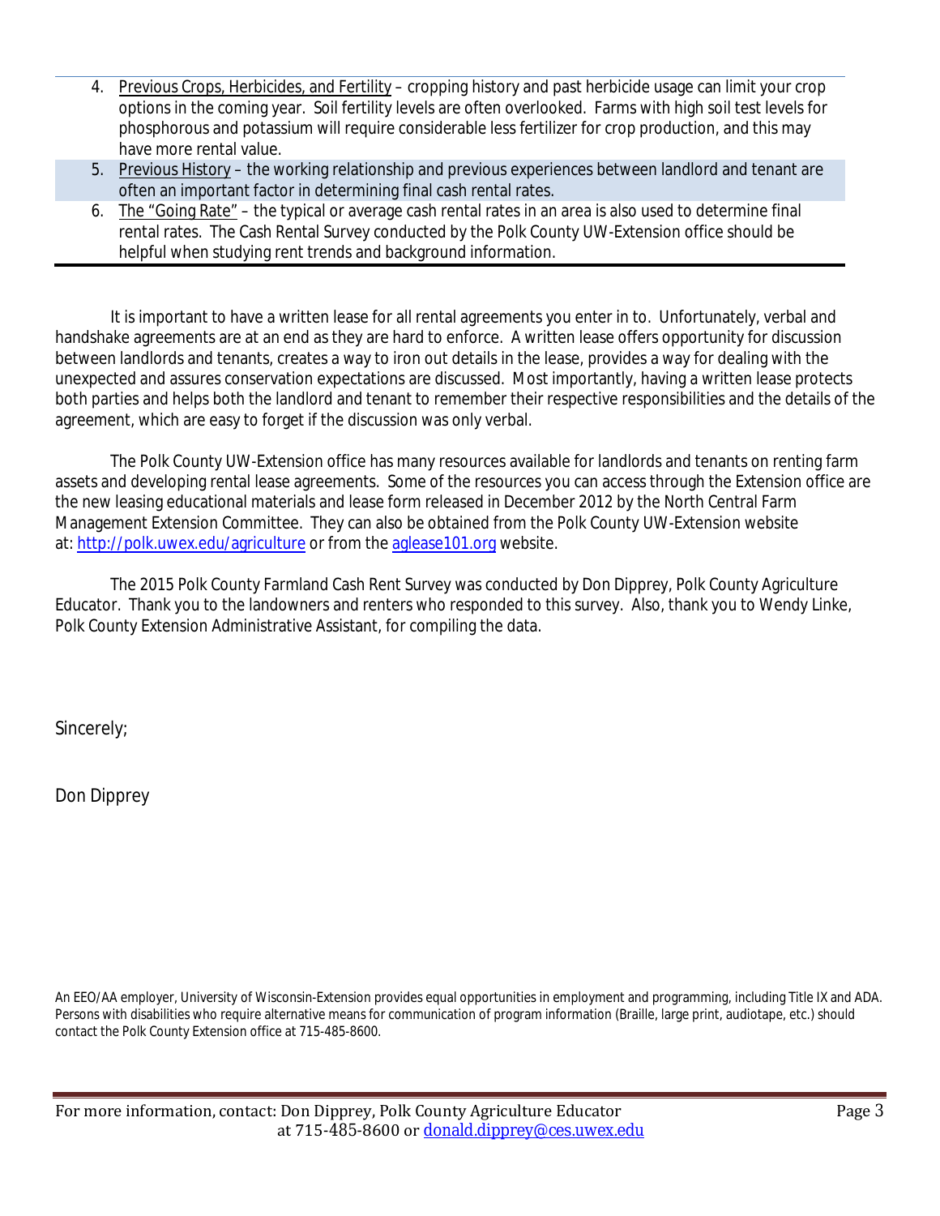4. Previous Crops, Herbicides, and Fertility – cropping history and past herbicide usage can limit your crop options in the coming year. Soil fertility levels are often overlooked. Farms with high soil test levels for phosphorous and potassium will require considerable less fertilizer for crop production, and this may have more rental value.
5. Previous History – the working relationship and previous experiences between landlord and tenant are often an important factor in determining final cash rental rates.
6. The "Going Rate" – the typical or average cash rental rates in an area is also used to determine final rental rates. The Cash Rental Survey conducted by the Polk County UW-Extension office should be helpful when studying rent trends and background information.

It is important to have a written lease for all rental agreements you enter in to. Unfortunately, verbal and handshake agreements are at an end as they are hard to enforce. A written lease offers opportunity for discussion between landlords and tenants, creates a way to iron out details in the lease, provides a way for dealing with the unexpected and assures conservation expectations are discussed. Most importantly, having a written lease protects both parties and helps both the landlord and tenant to remember their respective responsibilities and the details of the agreement, which are easy to forget if the discussion was only verbal.

The Polk County UW-Extension office has many resources available for landlords and tenants on renting farm assets and developing rental lease agreements. Some of the resources you can access through the Extension office are the new leasing educational materials and lease form released in December 2012 by the North Central Farm Management Extension Committee. They can also be obtained from the Polk County UW-Extension website at: http://polk.uwex.edu/agriculture or from the aglease101.org website.

The 2015 Polk County Farmland Cash Rent Survey was conducted by Don Dipprey, Polk County Agriculture Educator. Thank you to the landowners and renters who responded to this survey. Also, thank you to Wendy Linke, Polk County Extension Administrative Assistant, for compiling the data.

Sincerely;

Don Dipprey

An EEO/AA employer, University of Wisconsin-Extension provides equal opportunities in employment and programming, including Title IX and ADA. Persons with disabilities who require alternative means for communication of program information (Braille, large print, audiotape, etc.) should contact the Polk County Extension office at 715-485-8600.

For more information, contact: Don Dipprey, Polk County Agriculture Educator at 715-485-8600 or donald.dipprey@ces.uwex.edu